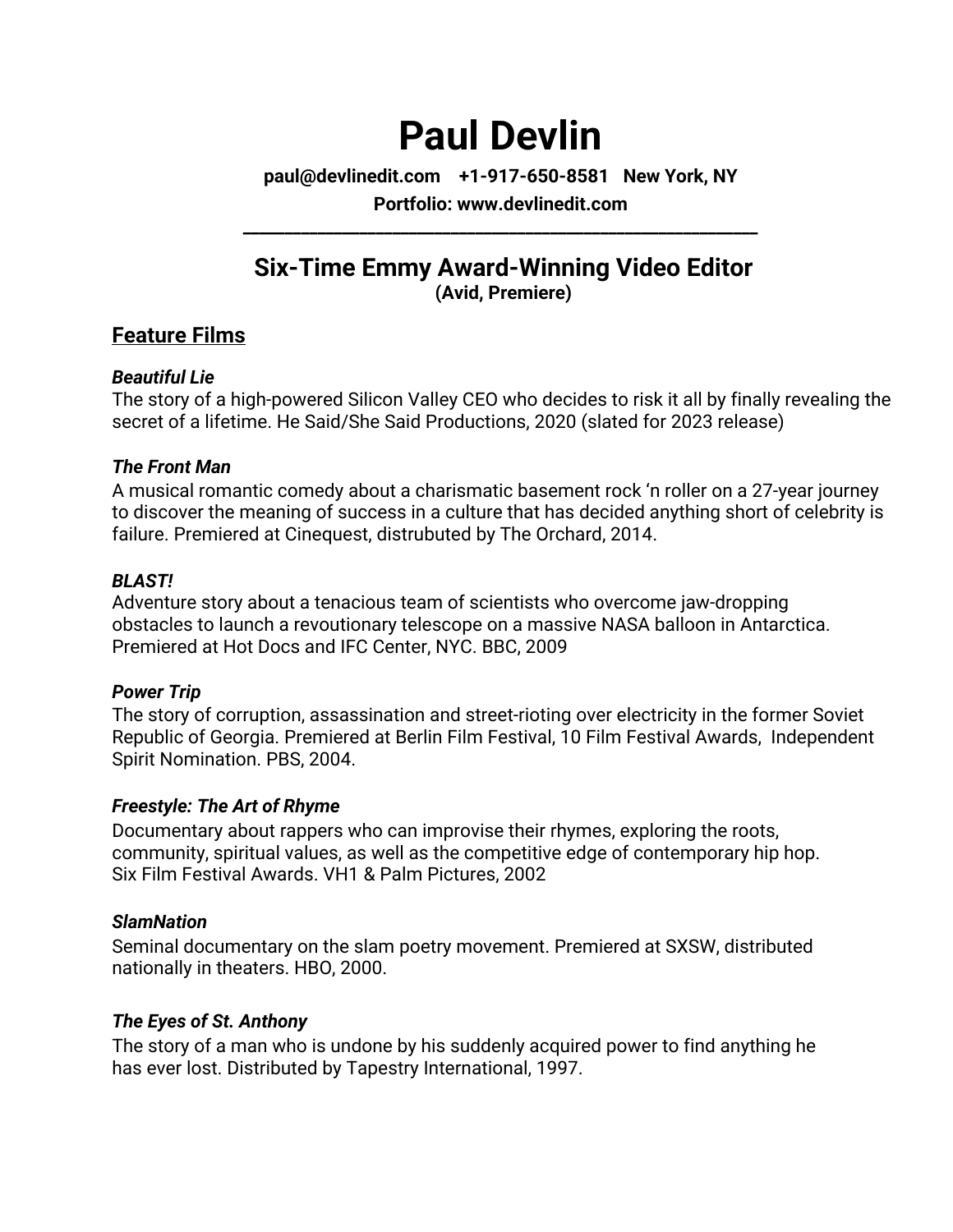# Paul Devlin

**paul@devlinedit.com +1-917-650-8581 New York, NY**

**Portfolio: www.devlinedit.com**

---

## Six-Time Emmy Award-Winning Video Editor

**(Avid, Premiere)**

## Feature Films

***Beautiful Lie***
The story of a high-powered Silicon Valley CEO who decides to risk it all by finally revealing the secret of a lifetime. He Said/She Said Productions, 2020 (slated for 2023 release)

***The Front Man***
A musical romantic comedy about a charismatic basement rock 'n roller on a 27-year journey to discover the meaning of success in a culture that has decided anything short of celebrity is failure. Premiered at Cinequest, distrubuted by The Orchard, 2014.

***BLAST!***
Adventure story about a tenacious team of scientists who overcome jaw-dropping obstacles to launch a revoutionary telescope on a massive NASA balloon in Antarctica. Premiered at Hot Docs and IFC Center, NYC. BBC, 2009

***Power Trip***
The story of corruption, assassination and street-rioting over electricity in the former Soviet Republic of Georgia. Premiered at Berlin Film Festival, 10 Film Festival Awards, Independent Spirit Nomination. PBS, 2004.

***Freestyle: The Art of Rhyme***
Documentary about rappers who can improvise their rhymes, exploring the roots, community, spiritual values, as well as the competitive edge of contemporary hip hop. Six Film Festival Awards. VH1 & Palm Pictures, 2002

***SlamNation***
Seminal documentary on the slam poetry movement. Premiered at SXSW, distributed nationally in theaters. HBO, 2000.

***The Eyes of St. Anthony***
The story of a man who is undone by his suddenly acquired power to find anything he has ever lost. Distributed by Tapestry International, 1997.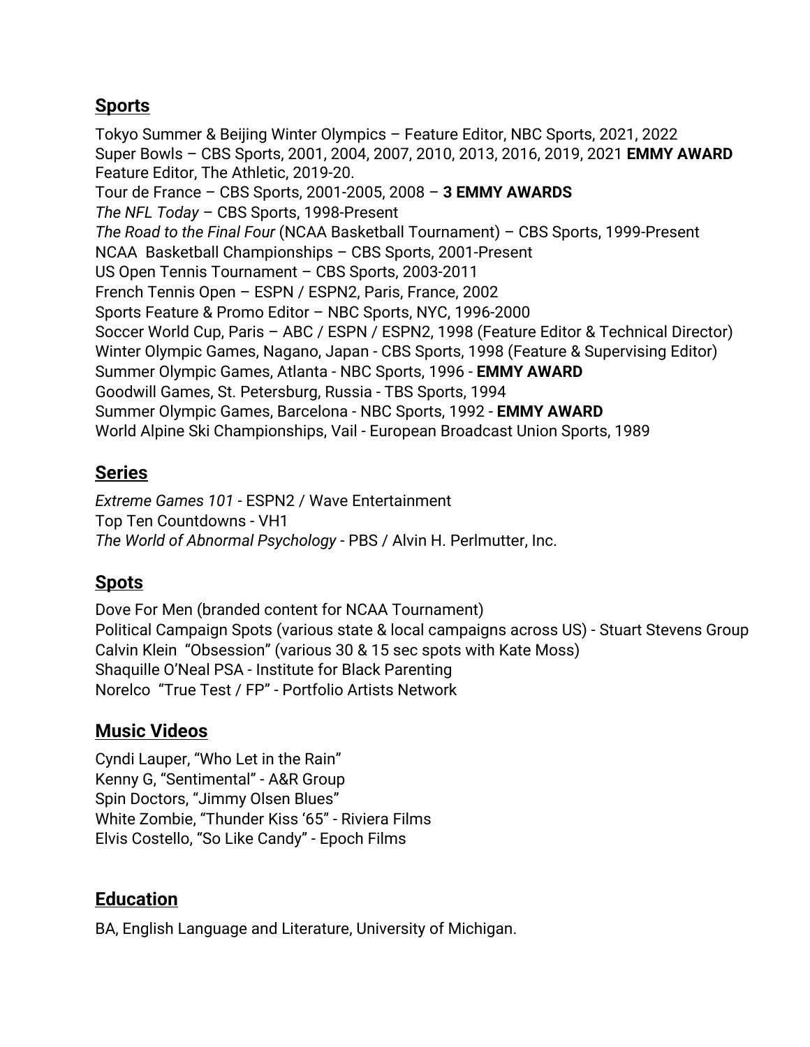## Sports

Tokyo Summer & Beijing Winter Olympics – Feature Editor, NBC Sports, 2021, 2022
Super Bowls – CBS Sports, 2001, 2004, 2007, 2010, 2013, 2016, 2019, 2021 **EMMY AWARD**
Feature Editor, The Athletic, 2019-20.
Tour de France – CBS Sports, 2001-2005, 2008 – **3 EMMY AWARDS**
*The NFL Today* – CBS Sports, 1998-Present
*The Road to the Final Four* (NCAA Basketball Tournament) – CBS Sports, 1999-Present
NCAA Basketball Championships – CBS Sports, 2001-Present
US Open Tennis Tournament – CBS Sports, 2003-2011
French Tennis Open – ESPN / ESPN2, Paris, France, 2002
Sports Feature & Promo Editor – NBC Sports, NYC, 1996-2000
Soccer World Cup, Paris – ABC / ESPN / ESPN2, 1998 (Feature Editor & Technical Director)
Winter Olympic Games, Nagano, Japan - CBS Sports, 1998 (Feature & Supervising Editor)
Summer Olympic Games, Atlanta - NBC Sports, 1996 - **EMMY AWARD**
Goodwill Games, St. Petersburg, Russia - TBS Sports, 1994
Summer Olympic Games, Barcelona - NBC Sports, 1992 - **EMMY AWARD**
World Alpine Ski Championships, Vail - European Broadcast Union Sports, 1989

## Series

*Extreme Games 101* - ESPN2 / Wave Entertainment
Top Ten Countdowns - VH1
*The World of Abnormal Psychology* - PBS / Alvin H. Perlmutter, Inc.

## Spots

Dove For Men (branded content for NCAA Tournament)
Political Campaign Spots (various state & local campaigns across US) - Stuart Stevens Group
Calvin Klein "Obsession" (various 30 & 15 sec spots with Kate Moss)
Shaquille O'Neal PSA - Institute for Black Parenting
Norelco "True Test / FP" - Portfolio Artists Network

## Music Videos

Cyndi Lauper, "Who Let in the Rain"
Kenny G, "Sentimental" - A&R Group
Spin Doctors, "Jimmy Olsen Blues"
White Zombie, "Thunder Kiss '65" - Riviera Films
Elvis Costello, "So Like Candy" - Epoch Films

## Education

BA, English Language and Literature, University of Michigan.